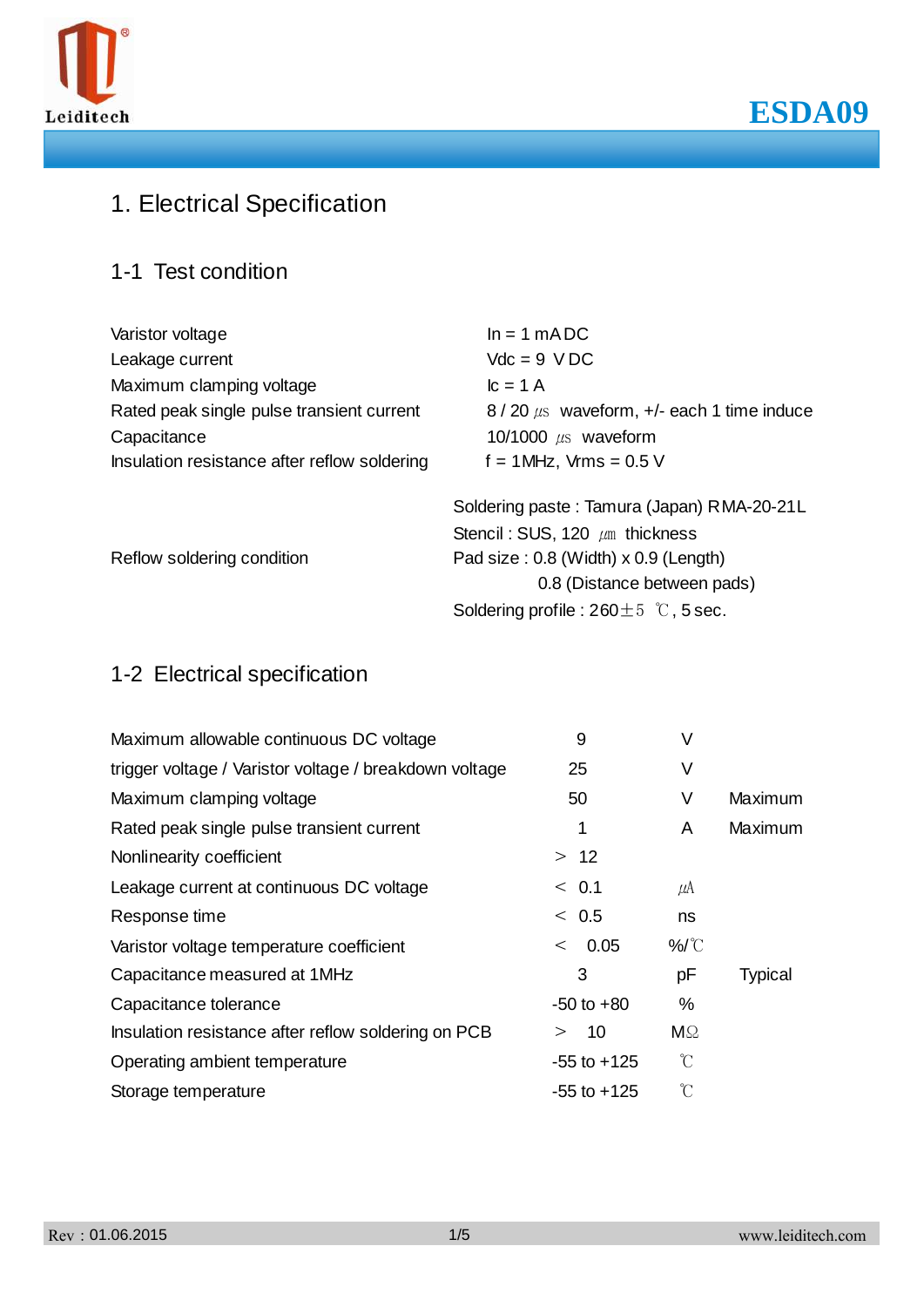# ESDA09

## 1. Electrical Specification

### 1-1 Test condition

| | |
|---|---|
| Varistor voltage | In = 1 mA DC |
| Leakage current | Vdc = 9 V DC |
| Maximum clamping voltage | Ic = 1 A |
| Rated peak single pulse transient current | 8 / 20 µs waveform, +/- each 1 time induce |
| Capacitance | 10/1000 µs waveform |
| Insulation resistance after reflow soldering | f = 1MHz, Vrms = 0.5 V |
| Reflow soldering condition | Soldering paste : Tamura (Japan) RMA-20-21L<br>Stencil : SUS, 120 µm thickness<br>Pad size : 0.8 (Width) x 0.9 (Length)<br>0.8 (Distance between pads)<br>Soldering profile : 260±5 ℃, 5 sec. |

### 1-2 Electrical specification

| | | | |
|---|---|---|---|
| Maximum allowable continuous DC voltage | 9 | V | |
| trigger voltage / Varistor voltage / breakdown voltage | 25 | V | |
| Maximum clamping voltage | 50 | V | Maximum |
| Rated peak single pulse transient current | 1 | A | Maximum |
| Nonlinearity coefficient | > 12 | | |
| Leakage current at continuous DC voltage | < 0.1 | µA | |
| Response time | < 0.5 | ns | |
| Varistor voltage temperature coefficient | < 0.05 | %/℃ | |
| Capacitance measured at 1MHz | 3 | pF | Typical |
| Capacitance tolerance | -50 to +80 | % | |
| Insulation resistance after reflow soldering on PCB | > 10 | MΩ | |
| Operating ambient temperature | -55 to +125 | ℃ | |
| Storage temperature | -55 to +125 | ℃ | |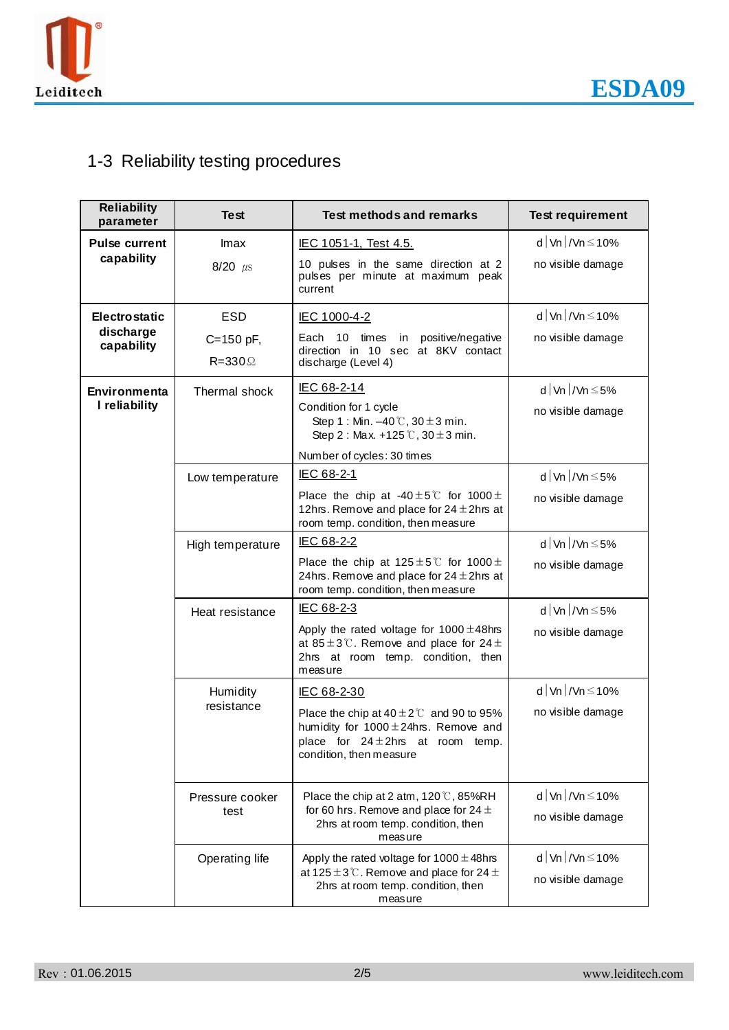## 1-3 Reliability testing procedures

| Reliability parameter | Test | Test methods and remarks | Test requirement |
|---|---|---|---|
| **Pulse current capability** | Imax<br>8/20 µs | IEC 1051-1, Test 4.5.<br>10 pulses in the same direction at 2 pulses per minute at maximum peak current | d│Vn│/Vn≤10%<br>no visible damage |
| **Electrostatic discharge capability** | ESD<br>C=150 pF,<br>R=330Ω | IEC 1000-4-2<br>Each 10 times in positive/negative direction in 10 sec at 8KV contact discharge (Level 4) | d│Vn│/Vn≤10%<br>no visible damage |
| **Environmental reliability** | Thermal shock | IEC 68-2-14<br>Condition for 1 cycle<br>Step 1 : Min. –40℃, 30±3 min.<br>Step 2 : Max. +125℃, 30±3 min.<br>Number of cycles: 30 times | d│Vn│/Vn≤5%<br>no visible damage |
| | Low temperature | IEC 68-2-1<br>Place the chip at -40±5℃ for 1000±12hrs. Remove and place for 24±2hrs at room temp. condition, then measure | d│Vn│/Vn≤5%<br>no visible damage |
| | High temperature | IEC 68-2-2<br>Place the chip at 125±5℃ for 1000±24hrs. Remove and place for 24±2hrs at room temp. condition, then measure | d│Vn│/Vn≤5%<br>no visible damage |
| | Heat resistance | IEC 68-2-3<br>Apply the rated voltage for 1000±48hrs at 85±3℃. Remove and place for 24±2hrs at room temp. condition, then measure | d│Vn│/Vn≤5%<br>no visible damage |
| | Humidity resistance | IEC 68-2-30<br>Place the chip at 40±2℃ and 90 to 95% humidity for 1000±24hrs. Remove and place for 24±2hrs at room temp. condition, then measure | d│Vn│/Vn≤10%<br>no visible damage |
| | Pressure cooker test | Place the chip at 2 atm, 120℃, 85%RH for 60 hrs. Remove and place for 24±2hrs at room temp. condition, then measure | d│Vn│/Vn≤10%<br>no visible damage |
| | Operating life | Apply the rated voltage for 1000±48hrs at 125±3℃. Remove and place for 24±2hrs at room temp. condition, then measure | d│Vn│/Vn≤10%<br>no visible damage |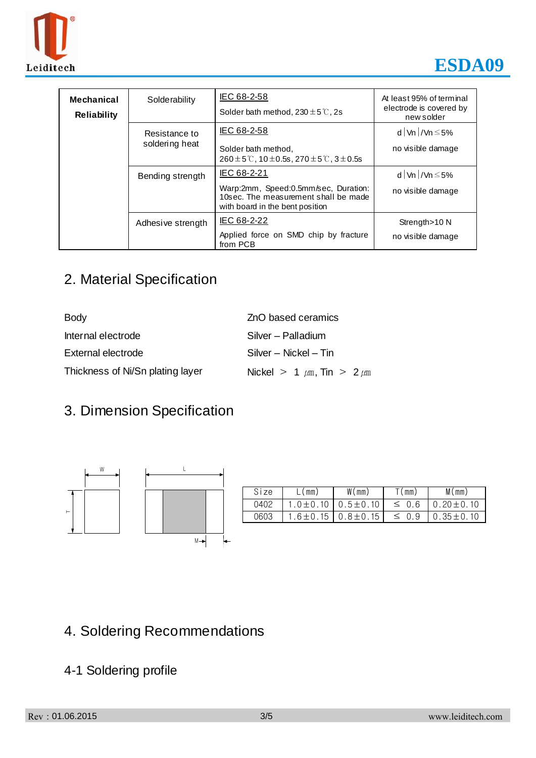| Mechanical Reliability | Solderability | IEC 68-2-58<br>Solder bath method, 230±5℃, 2s | At least 95% of terminal electrode is covered by new solder |
|---|---|---|---|
| | Resistance to soldering heat | IEC 68-2-58<br>Solder bath method, 260±5℃, 10±0.5s, 270±5℃, 3±0.5s | d│Vn│/Vn≤5%<br>no visible damage |
| | Bending strength | IEC 68-2-21<br>Warp:2mm, Speed:0.5mm/sec, Duration: 10sec. The measurement shall be made with board in the bent position | d│Vn│/Vn≤5%<br>no visible damage |
| | Adhesive strength | IEC 68-2-22<br>Applied force on SMD chip by fracture from PCB | Strength>10 N<br>no visible damage |

## 2. Material Specification

| | |
|---|---|
| Body | ZnO based ceramics |
| Internal electrode | Silver – Palladium |
| External electrode | Silver – Nickel – Tin |
| Thickness of Ni/Sn plating layer | Nickel ＞ 1 ㎛, Tin ＞ 2 ㎛ |

## 3. Dimension Specification

| Size | L(mm) | W(mm) | T(mm) | M(mm) |
|---|---|---|---|---|
| 0402 | 1.0±0.10 | 0.5±0.10 | ≤ 0.6 | 0.20±0.10 |
| 0603 | 1.6±0.15 | 0.8±0.15 | ≤ 0.9 | 0.35±0.10 |

## 4. Soldering Recommendations

### 4-1 Soldering profile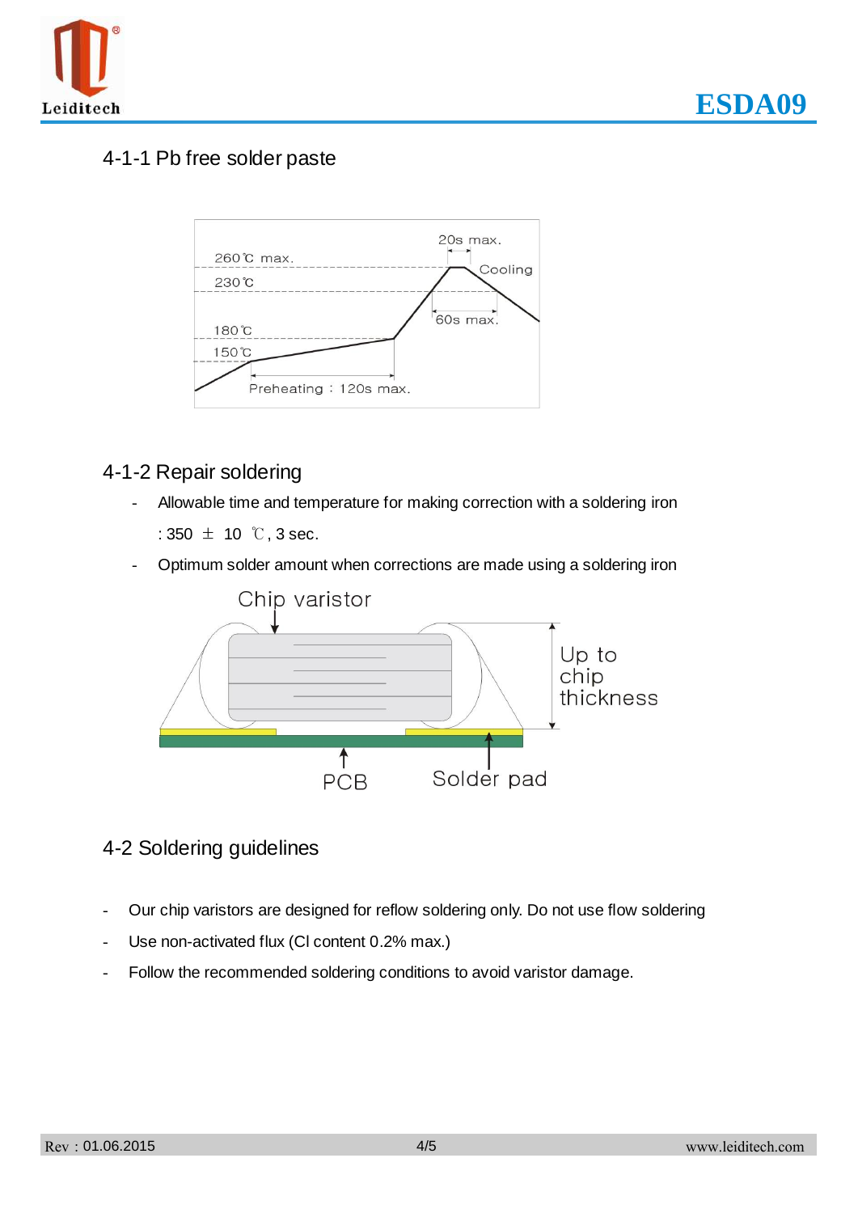### 4-1-1 Pb free solder paste

### 4-1-2 Repair soldering

- Allowable time and temperature for making correction with a soldering iron
  : 350 ± 10 ℃, 3 sec.
- Optimum solder amount when corrections are made using a soldering iron

## 4-2 Soldering guidelines

- Our chip varistors are designed for reflow soldering only. Do not use flow soldering
- Use non-activated flux (Cl content 0.2% max.)
- Follow the recommended soldering conditions to avoid varistor damage.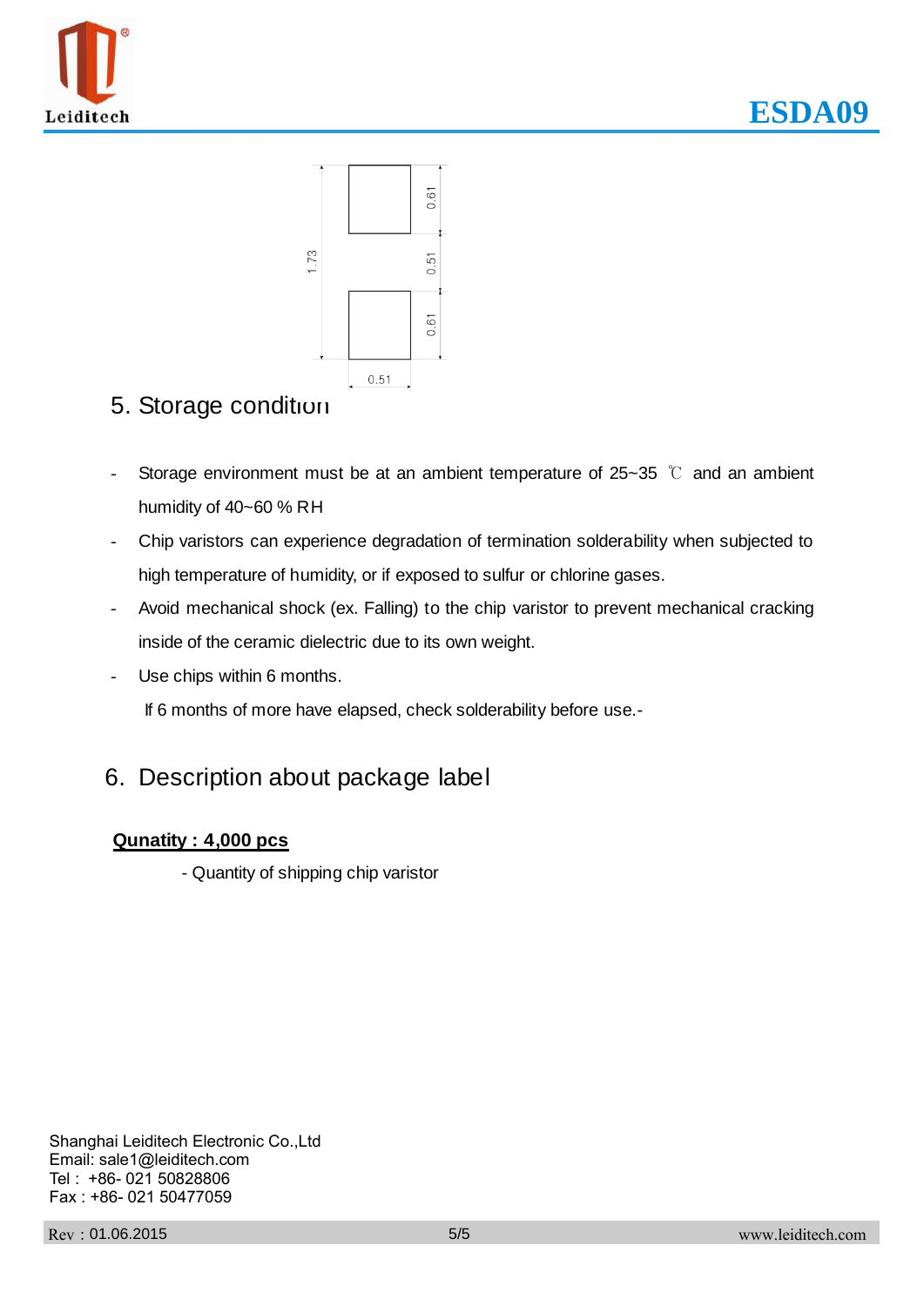1.73

0.61

0.51

0.61

0.51

## 5. Storage condition

- Storage environment must be at an ambient temperature of 25~35 ℃ and an ambient humidity of 40~60 % RH
- Chip varistors can experience degradation of termination solderability when subjected to high temperature of humidity, or if exposed to sulfur or chlorine gases.
- Avoid mechanical shock (ex. Falling) to the chip varistor to prevent mechanical cracking inside of the ceramic dielectric due to its own weight.
- Use chips within 6 months.

  If 6 months of more have elapsed, check solderability before use.-

## 6. Description about package label

**Qunatity : 4,000 pcs**

- Quantity of shipping chip varistor

Shanghai Leiditech Electronic Co.,Ltd
Email: sale1@leiditech.com
Tel : +86- 021 50828806
Fax : +86- 021 50477059